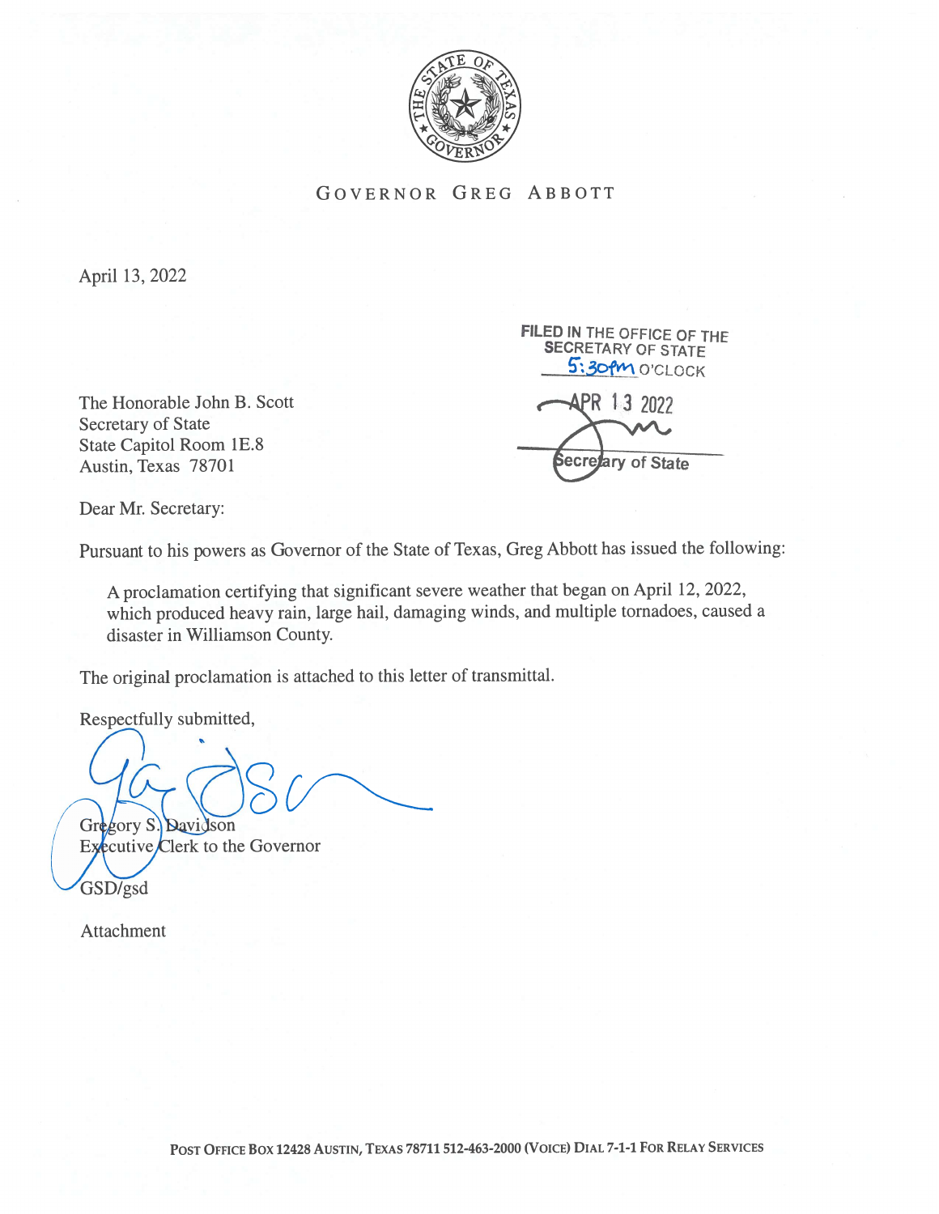GOVERNOR GREG ABBOTT

April 13, 2022

FILED IN THE OFFICE OF THE
SECRETARY OF STATE
5:30pm O'CLOCK

APR 13 2022

Secretary of State

The Honorable John B. Scott
Secretary of State
State Capitol Room 1E.8
Austin, Texas 78701

Dear Mr. Secretary:

Pursuant to his powers as Governor of the State of Texas, Greg Abbott has issued the following:

> A proclamation certifying that significant severe weather that began on April 12, 2022, which produced heavy rain, large hail, damaging winds, and multiple tornadoes, caused a disaster in Williamson County.

The original proclamation is attached to this letter of transmittal.

Respectfully submitted,

Gregory S. Davidson
Executive Clerk to the Governor

GSD/gsd

Attachment

POST OFFICE BOX 12428 AUSTIN, TEXAS 78711 512-463-2000 (VOICE) DIAL 7-1-1 FOR RELAY SERVICES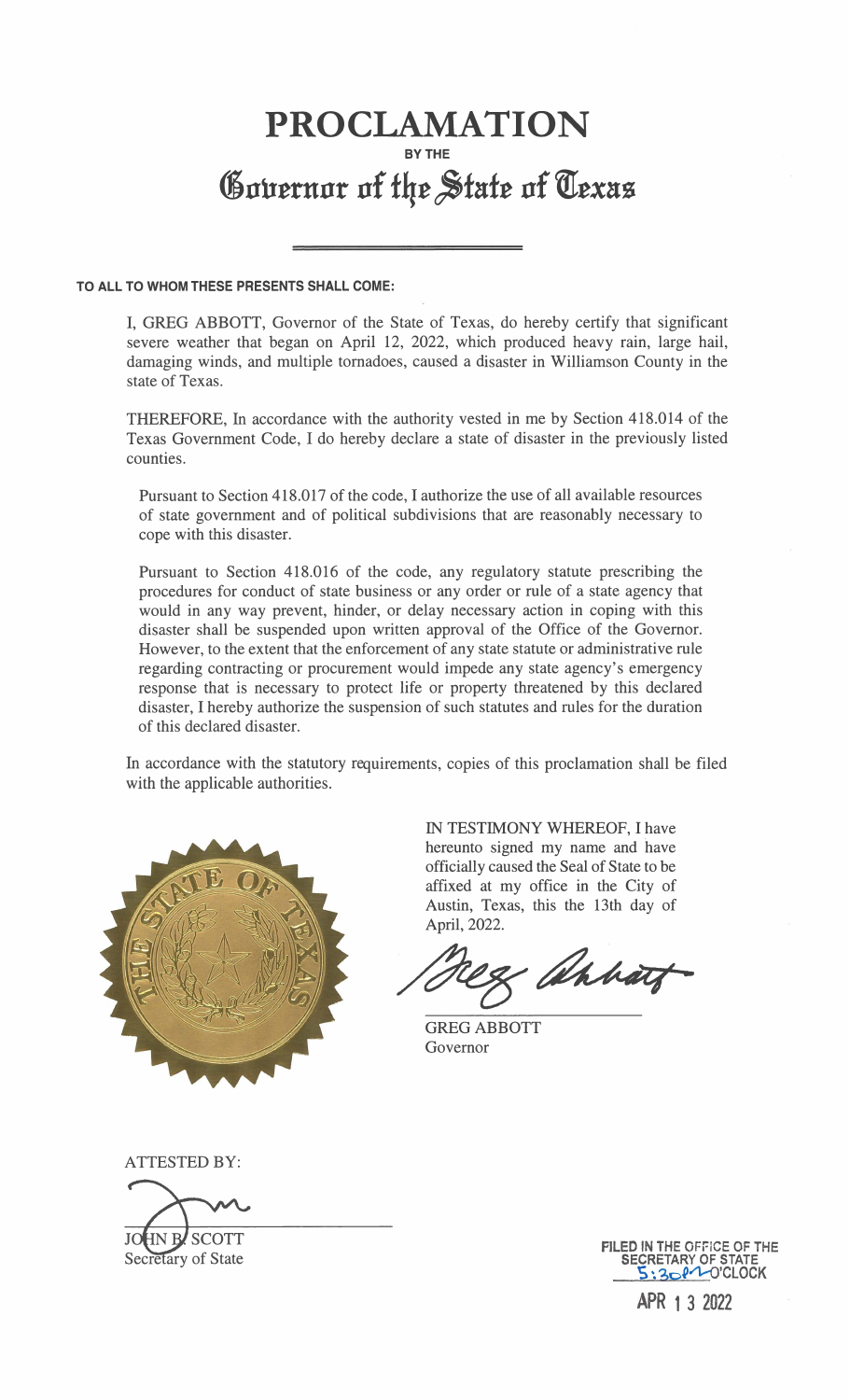# PROCLAMATION

**BY THE**

## Governor of the State of Texas

**TO ALL TO WHOM THESE PRESENTS SHALL COME:**

I, GREG ABBOTT, Governor of the State of Texas, do hereby certify that significant severe weather that began on April 12, 2022, which produced heavy rain, large hail, damaging winds, and multiple tornadoes, caused a disaster in Williamson County in the state of Texas.

THEREFORE, In accordance with the authority vested in me by Section 418.014 of the Texas Government Code, I do hereby declare a state of disaster in the previously listed counties.

Pursuant to Section 418.017 of the code, I authorize the use of all available resources of state government and of political subdivisions that are reasonably necessary to cope with this disaster.

Pursuant to Section 418.016 of the code, any regulatory statute prescribing the procedures for conduct of state business or any order or rule of a state agency that would in any way prevent, hinder, or delay necessary action in coping with this disaster shall be suspended upon written approval of the Office of the Governor. However, to the extent that the enforcement of any state statute or administrative rule regarding contracting or procurement would impede any state agency's emergency response that is necessary to protect life or property threatened by this declared disaster, I hereby authorize the suspension of such statutes and rules for the duration of this declared disaster.

In accordance with the statutory requirements, copies of this proclamation shall be filed with the applicable authorities.

IN TESTIMONY WHEREOF, I have hereunto signed my name and have officially caused the Seal of State to be affixed at my office in the City of Austin, Texas, this the 13th day of April, 2022.

GREG ABBOTT
Governor

ATTESTED BY:

JOHN B. SCOTT
Secretary of State

FILED IN THE OFFICE OF THE SECRETARY OF STATE
5:30PM O'CLOCK
APR 13 2022